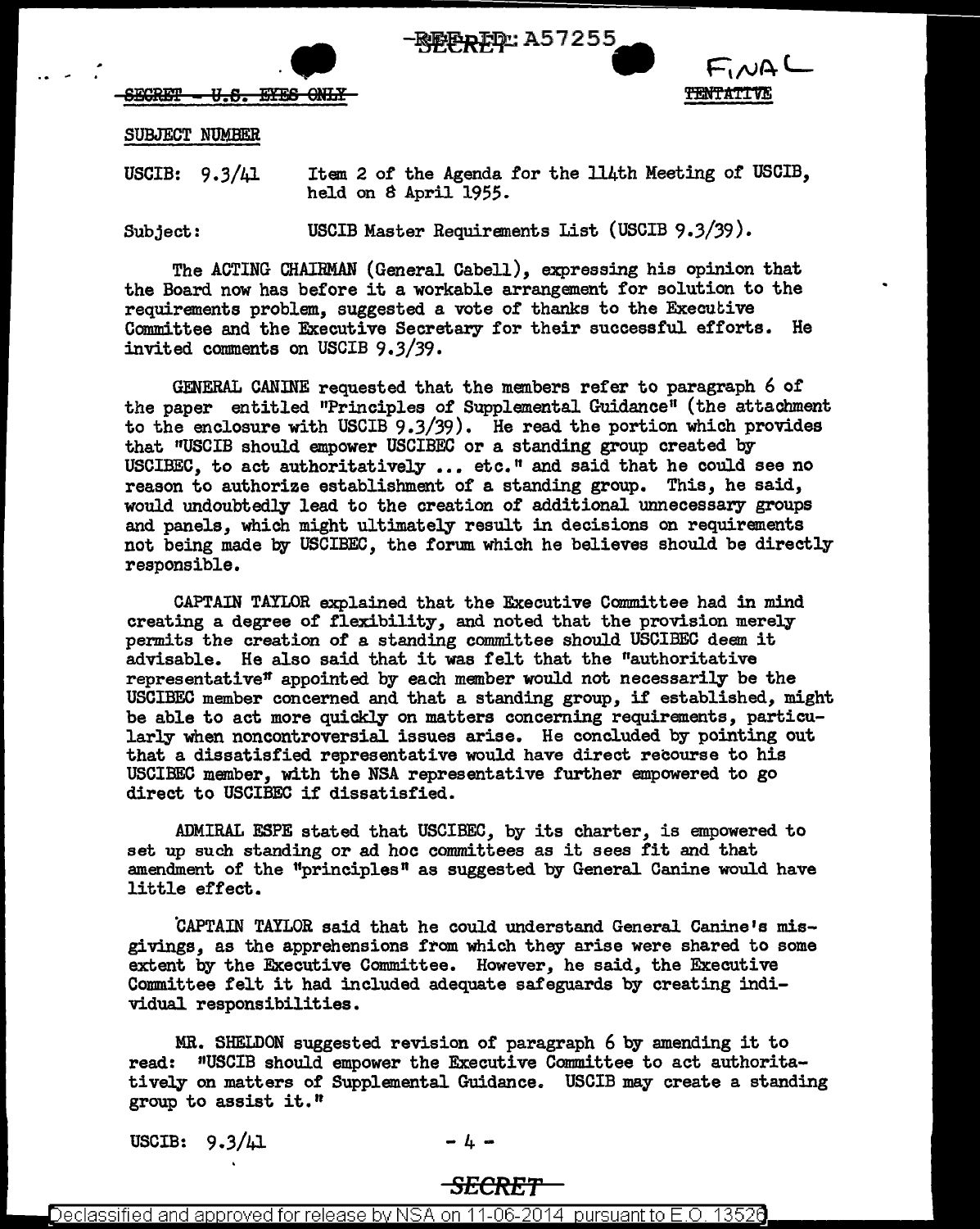SUBJECT NUMBER

USCIB: 9.3/41 Item 2 of the Agenda for the 114th Meeting of USCIB, held on 8 April 1955.

Subject: USCIB Master Requirements List (USCIB 9.3/39).

The ACTING CHAIRMAN (General Cabell), expressing his opinion that the Board now has before it a workable arrangement for solution to the requirements problem, suggested a vote of thanks to the Executive Committee and the Executive Secretary for their successful efforts. He invited comments on USCIB 9.3/39.

GENERAL CANINE requested that the members refer to paragraph 6 of the paper entitled "Principles of Supplemental Guidance" (the attachment to the enclosure with USCIB 9.3/39). He read the portion which provides that "USCIB should empower USCIBEC or a standing group created by USCIBEC, to act authoritatively ... etc." and said that he could see no reason to authorize establishment of a standing group. This, he said, would undoubtedly lead to the creation of additional unnecessary groups and panels, which might ultimately result in decisions on requirements not being made by USCIBEC, the forum which he believes should be directly responsible.

CAPTAIN TAYLOR explained that the Executive Committee had in mind creating a degree of flexibility, and noted that the provision merely permits the creation of a standing committee should USCIBEC deem it advisable. He also said that it was felt that the "authoritative representative" appointed by each member would not necessarily be the USCIBEC member concerned and that a standing group, if established, might be able to act more quickly on matters concerning requirements, particularly when noncontroversial issues arise. He concluded by pointing out that a dissatisfied representative would have direct recourse to his USCIBEC member, with the NSA representative further empowered to go direct to USCIBEC if dissatisfied.

ADMIRAL ESPE stated that USCIBEC, by its charter, is empowered to set up such standing or ad hoc committees as it sees fit and that amendment of the "principles" as suggested by General Canine would have little effect.

CAPTAIN TAYLOR said that he could understand General Canine's misgivings, as the apprehensions from which they arise were shared to some extent by the Executive Committee. However, he said, the Executive Committee felt it had included adequate safeguards by creating individual responsibilities.

MR. SHELDON suggested revision of paragraph 6 by amending it to read: "USCIB should empower the Executive Committee to act authoritatively on matters of Supplemental Guidance. USCIB may create a standing group to assist it."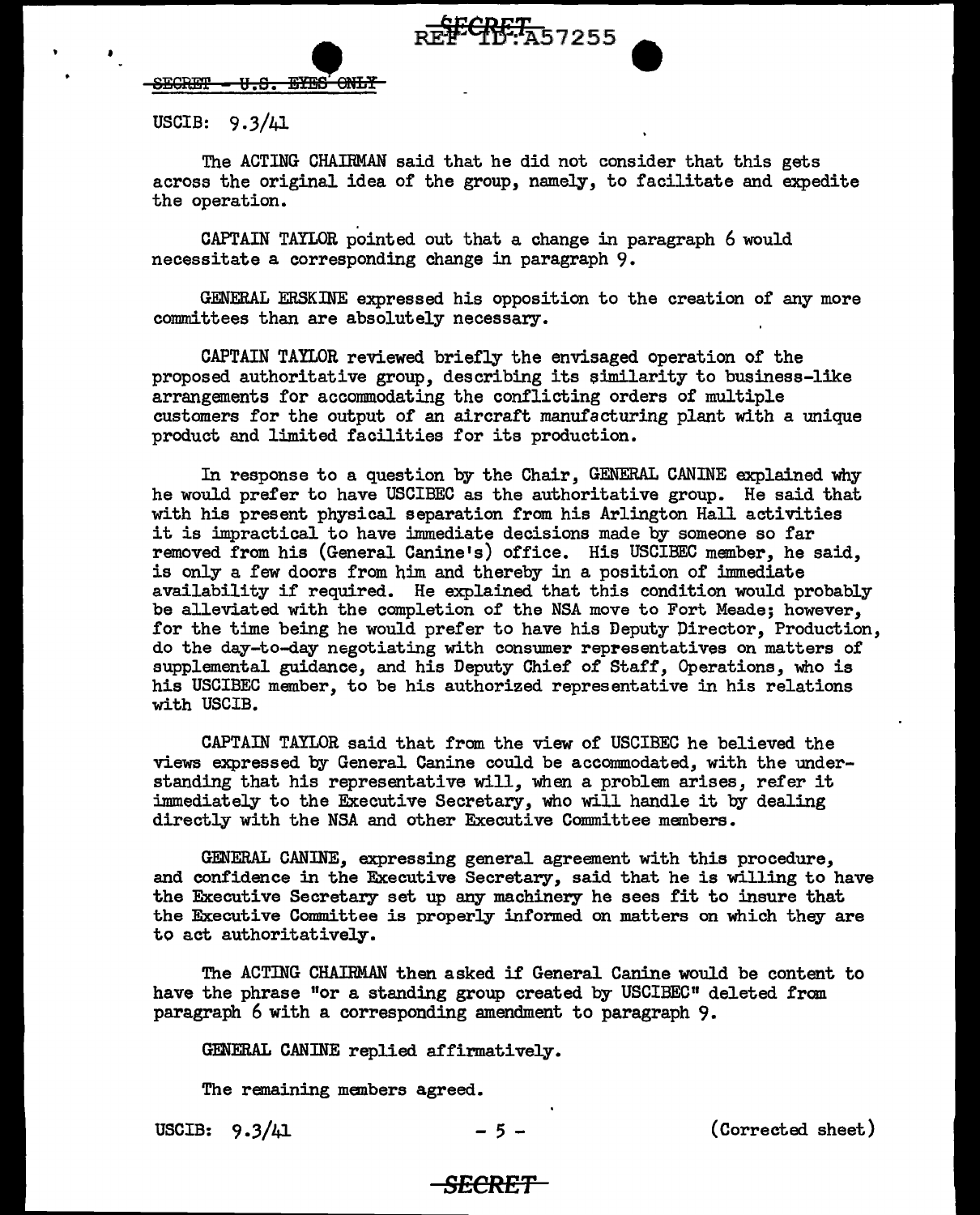SECRET - U.S. EYES ONLY

USCIB: 9.3/41

The ACTING CHAIRMAN said that he did not consider that this gets across the original idea of the group, namely, to facilitate and expedite the operation.

CAPTAIN TAYLOR pointed out that a change in paragraph 6 would necessitate a corresponding change in paragraph 9.

GENERAL ERSKINE expressed his opposition to the creation of any more committees than are absolutely necessary.

CAPTAIN TAYLOR reviewed briefly the envisaged operation of the proposed authoritative group, describing its similarity to business-like arrangements for accommodating the conflicting orders of multiple customers for the output of an aircraft manufacturing plant with a unique product and limited facilities for its production.

In response to a question by the Chair, GENERAL CANINE explained why he would prefer to have USCIBEC as the authoritative group. He said that with his present physical separation from his Arlington Hall activities it is impractical to have immediate decisions made by someone so far removed from his (General Canine's) office. His USCIBEC member, he said, is only a few doors from him and thereby in a position of immediate availability if required. He explained that this condition would probably be alleviated with the completion of the NSA move to Fort Meade; however, for the time being he would prefer to have his Deputy Director, Production, do the day-to-day negotiating with consumer representatives on matters of supplemental guidance, and his Deputy Chief of Staff, Operations, who is his USCIBEC member, to be his authorized representative in his relations with USCIB.

CAPTAIN TAYLOR said that from the view of USCIBEC he believed the views expressed by General Canine could be accommodated, with the understanding that his representative will, when a problem arises, refer it immediately to the Executive Secretary, who will handle it by dealing directly with the NSA and other Executive Committee members.

GENERAL CANINE, expressing general agreement with this procedure, and confidence in the Executive Secretary, said that he is willing to have the Executive Secretary set up any machinery he sees fit to insure that the Executive Committee is properly informed on matters on which they are to act authoritatively.

The ACTING CHAIRMAN then asked if General Canine would be content to have the phrase "or a standing group created by USCIBEC" deleted from paragraph 6 with a corresponding amendment to paragraph 9.

GENERAL CANINE replied affirmatively.

The remaining members agreed.

USCIB: 9.3/41 (Corrected sheet)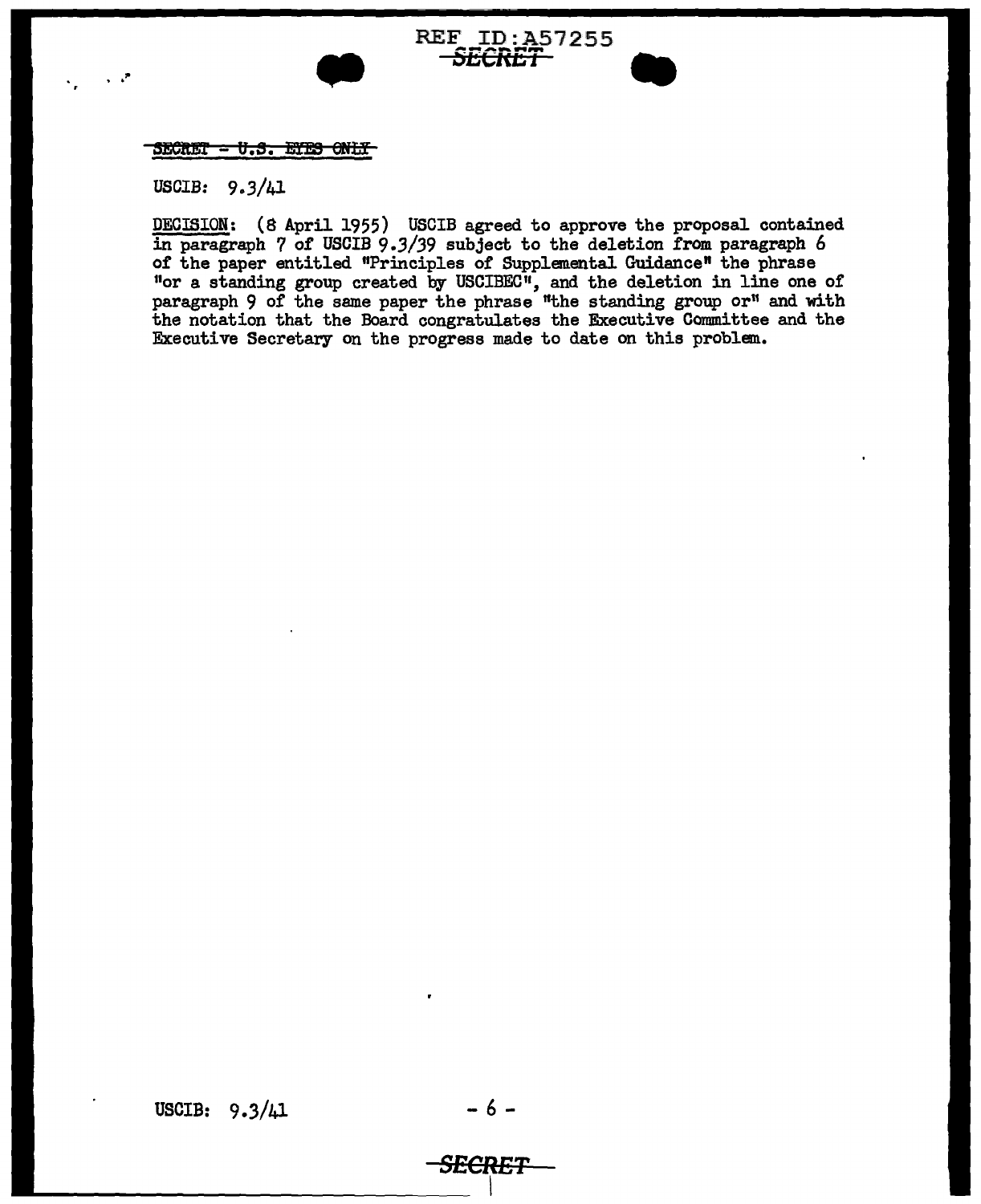~~SECRET - U.S. EYES ONLY~~

USCIB: 9.3/41

DECISION: (8 April 1955) USCIB agreed to approve the proposal contained in paragraph 7 of USCIB 9.3/39 subject to the deletion from paragraph 6 of the paper entitled "Principles of Supplemental Guidance" the phrase "or a standing group created by USCIBEC", and the deletion in line one of paragraph 9 of the same paper the phrase "the standing group or" and with the notation that the Board congratulates the Executive Committee and the Executive Secretary on the progress made to date on this problem.

USCIB: 9.3/41